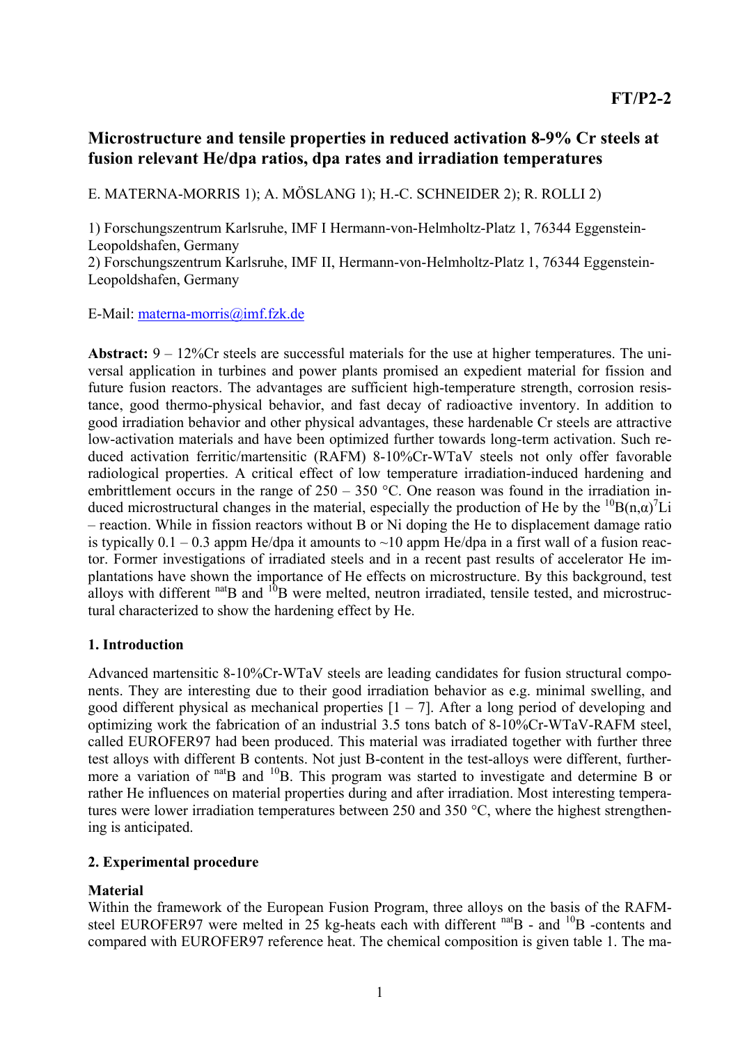FT/P2-2

# Microstructure and tensile properties in reduced activation 8-9% Cr steels at fusion relevant He/dpa ratios, dpa rates and irradiation temperatures

E. MATERNA-MORRIS 1); A. MÖSLANG 1); H.-C. SCHNEIDER 2); R. ROLLI 2)

1) Forschungszentrum Karlsruhe, IMF I Hermann-von-Helmholtz-Platz 1, 76344 Eggenstein-Leopoldshafen, Germany
2) Forschungszentrum Karlsruhe, IMF II, Hermann-von-Helmholtz-Platz 1, 76344 Eggenstein-Leopoldshafen, Germany

E-Mail: materna-morris@imf.fzk.de

**Abstract:** 9 – 12%Cr steels are successful materials for the use at higher temperatures. The universal application in turbines and power plants promised an expedient material for fission and future fusion reactors. The advantages are sufficient high-temperature strength, corrosion resistance, good thermo-physical behavior, and fast decay of radioactive inventory. In addition to good irradiation behavior and other physical advantages, these hardenable Cr steels are attractive low-activation materials and have been optimized further towards long-term activation. Such reduced activation ferritic/martensitic (RAFM) 8-10%Cr-WTaV steels not only offer favorable radiological properties. A critical effect of low temperature irradiation-induced hardening and embrittlement occurs in the range of 250 – 350 °C. One reason was found in the irradiation induced microstructural changes in the material, especially the production of He by the $^{10}B(n,\alpha)^{7}Li$ – reaction. While in fission reactors without B or Ni doping the He to displacement damage ratio is typically 0.1 – 0.3 appm He/dpa it amounts to ~10 appm He/dpa in a first wall of a fusion reactor. Former investigations of irradiated steels and in a recent past results of accelerator He implantations have shown the importance of He effects on microstructure. By this background, test alloys with different $^{nat}B$ and $^{10}B$ were melted, neutron irradiated, tensile tested, and microstructural characterized to show the hardening effect by He.

## 1. Introduction

Advanced martensitic 8-10%Cr-WTaV steels are leading candidates for fusion structural components. They are interesting due to their good irradiation behavior as e.g. minimal swelling, and good different physical as mechanical properties [1 – 7]. After a long period of developing and optimizing work the fabrication of an industrial 3.5 tons batch of 8-10%Cr-WTaV-RAFM steel, called EUROFER97 had been produced. This material was irradiated together with further three test alloys with different B contents. Not just B-content in the test-alloys were different, furthermore a variation of $^{nat}B$ and $^{10}B$. This program was started to investigate and determine B or rather He influences on material properties during and after irradiation. Most interesting temperatures were lower irradiation temperatures between 250 and 350 °C, where the highest strengthening is anticipated.

## 2. Experimental procedure

### Material

Within the framework of the European Fusion Program, three alloys on the basis of the RAFM-steel EUROFER97 were melted in 25 kg-heats each with different $^{nat}B$ - and $^{10}B$ -contents and compared with EUROFER97 reference heat. The chemical composition is given table 1. The ma-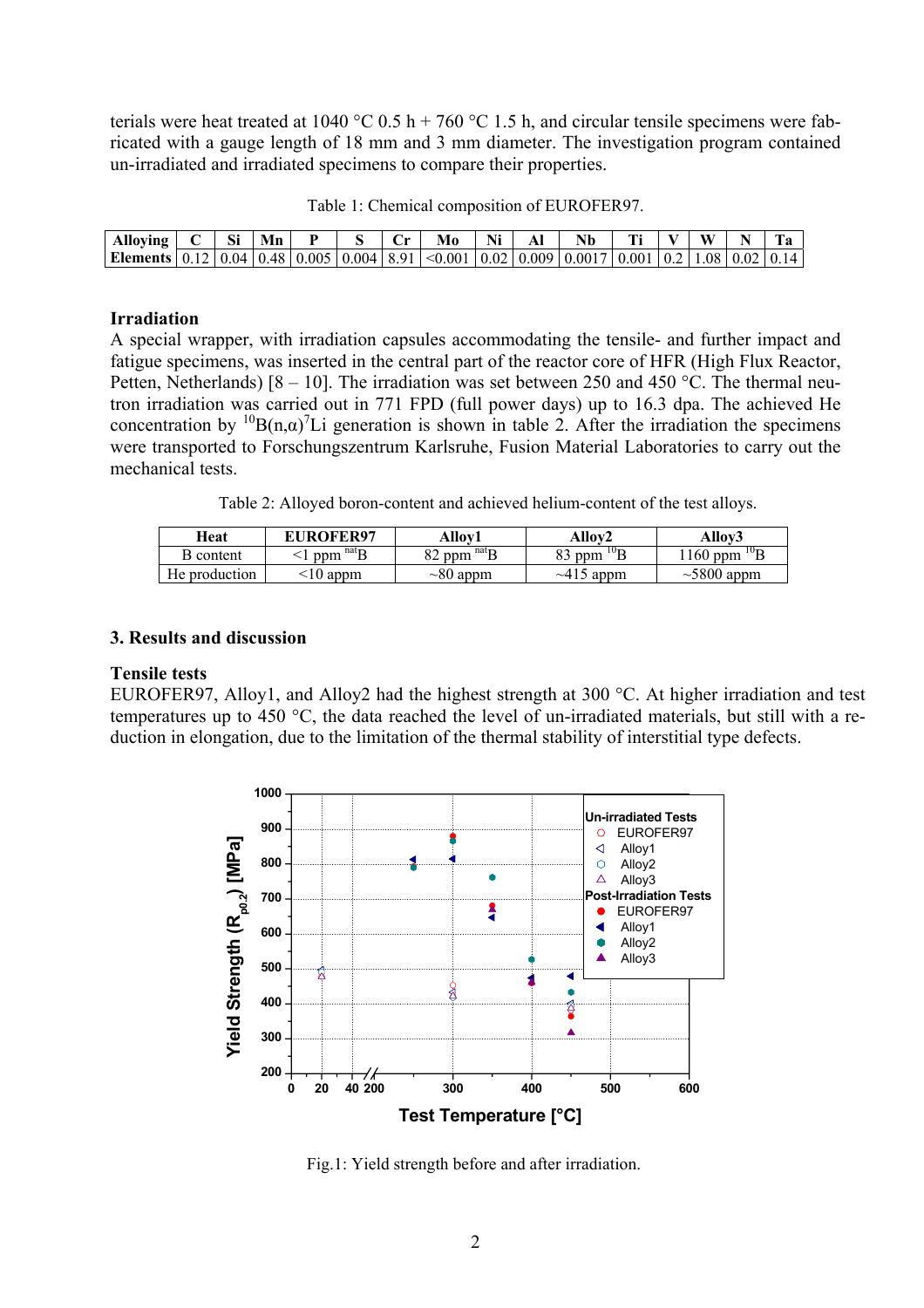terials were heat treated at 1040 °C 0.5 h + 760 °C 1.5 h, and circular tensile specimens were fabricated with a gauge length of 18 mm and 3 mm diameter. The investigation program contained un-irradiated and irradiated specimens to compare their properties.

Table 1: Chemical composition of EUROFER97.

| Alloying Elements | C | Si | Mn | P | S | Cr | Mo | Ni | Al | Nb | Ti | V | W | N | Ta |
|---|---|---|---|---|---|---|---|---|---|---|---|---|---|---|---|
| | 0.12 | 0.04 | 0.48 | 0.005 | 0.004 | 8.91 | <0.001 | 0.02 | 0.009 | 0.0017 | 0.001 | 0.2 | 1.08 | 0.02 | 0.14 |

### Irradiation

A special wrapper, with irradiation capsules accommodating the tensile- and further impact and fatigue specimens, was inserted in the central part of the reactor core of HFR (High Flux Reactor, Petten, Netherlands) [8 – 10]. The irradiation was set between 250 and 450 °C. The thermal neutron irradiation was carried out in 771 FPD (full power days) up to 16.3 dpa. The achieved He concentration by $^{10}B(n,\alpha)^{7}Li$ generation is shown in table 2. After the irradiation the specimens were transported to Forschungszentrum Karlsruhe, Fusion Material Laboratories to carry out the mechanical tests.

Table 2: Alloyed boron-content and achieved helium-content of the test alloys.

| Heat | EUROFER97 | Alloy1 | Alloy2 | Alloy3 |
|---|---|---|---|---|
| B content | <1 ppm $^{nat}B$ | 82 ppm $^{nat}B$ | 83 ppm $^{10}B$ | 1160 ppm $^{10}B$ |
| He production | <10 appm | ~80 appm | ~415 appm | ~5800 appm |

## 3. Results and discussion

### Tensile tests

EUROFER97, Alloy1, and Alloy2 had the highest strength at 300 °C. At higher irradiation and test temperatures up to 450 °C, the data reached the level of un-irradiated materials, but still with a reduction in elongation, due to the limitation of the thermal stability of interstitial type defects.

Fig.1: Yield strength before and after irradiation.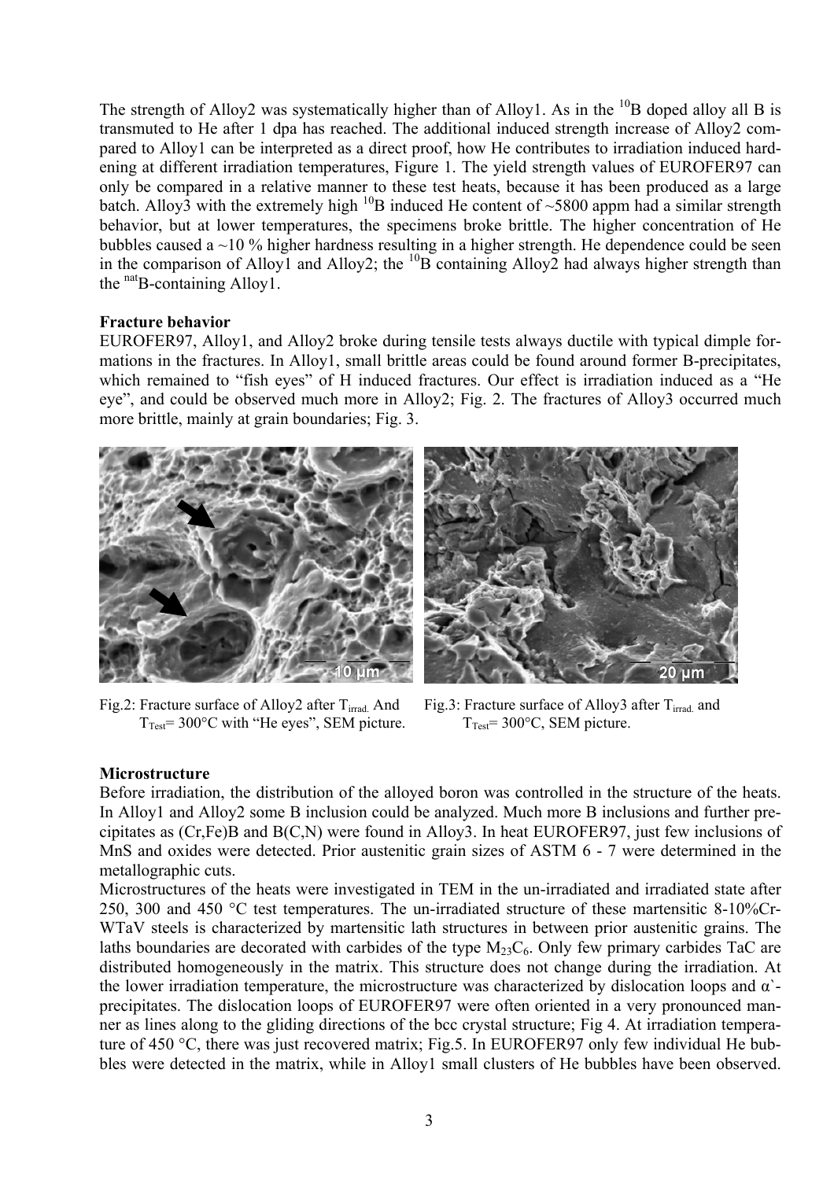The strength of Alloy2 was systematically higher than of Alloy1. As in the $^{10}B$ doped alloy all B is transmuted to He after 1 dpa has reached. The additional induced strength increase of Alloy2 compared to Alloy1 can be interpreted as a direct proof, how He contributes to irradiation induced hardening at different irradiation temperatures, Figure 1. The yield strength values of EUROFER97 can only be compared in a relative manner to these test heats, because it has been produced as a large batch. Alloy3 with the extremely high $^{10}B$ induced He content of ~5800 appm had a similar strength behavior, but at lower temperatures, the specimens broke brittle. The higher concentration of He bubbles caused a ~10 % higher hardness resulting in a higher strength. He dependence could be seen in the comparison of Alloy1 and Alloy2; the $^{10}B$ containing Alloy2 had always higher strength than the $^{nat}B$-containing Alloy1.

**Fracture behavior**

EUROFER97, Alloy1, and Alloy2 broke during tensile tests always ductile with typical dimple formations in the fractures. In Alloy1, small brittle areas could be found around former B-precipitates, which remained to "fish eyes" of H induced fractures. Our effect is irradiation induced as a "He eye", and could be observed much more in Alloy2; Fig. 2. The fractures of Alloy3 occurred much more brittle, mainly at grain boundaries; Fig. 3.

Fig.2: Fracture surface of Alloy2 after $T_{irrad.}$ And $T_{Test}$= 300°C with "He eyes", SEM picture.

Fig.3: Fracture surface of Alloy3 after $T_{irrad.}$ and $T_{Test}$= 300°C, SEM picture.

**Microstructure**

Before irradiation, the distribution of the alloyed boron was controlled in the structure of the heats. In Alloy1 and Alloy2 some B inclusion could be analyzed. Much more B inclusions and further precipitates as (Cr,Fe)B and B(C,N) were found in Alloy3. In heat EUROFER97, just few inclusions of MnS and oxides were detected. Prior austenitic grain sizes of ASTM 6 - 7 were determined in the metallographic cuts.

Microstructures of the heats were investigated in TEM in the un-irradiated and irradiated state after 250, 300 and 450 °C test temperatures. The un-irradiated structure of these martensitic 8-10%Cr-WTaV steels is characterized by martensitic lath structures in between prior austenitic grains. The laths boundaries are decorated with carbides of the type $M_{23}C_6$. Only few primary carbides TaC are distributed homogeneously in the matrix. This structure does not change during the irradiation. At the lower irradiation temperature, the microstructure was characterized by dislocation loops and α`-precipitates. The dislocation loops of EUROFER97 were often oriented in a very pronounced manner as lines along to the gliding directions of the bcc crystal structure; Fig 4. At irradiation temperature of 450 °C, there was just recovered matrix; Fig.5. In EUROFER97 only few individual He bubbles were detected in the matrix, while in Alloy1 small clusters of He bubbles have been observed.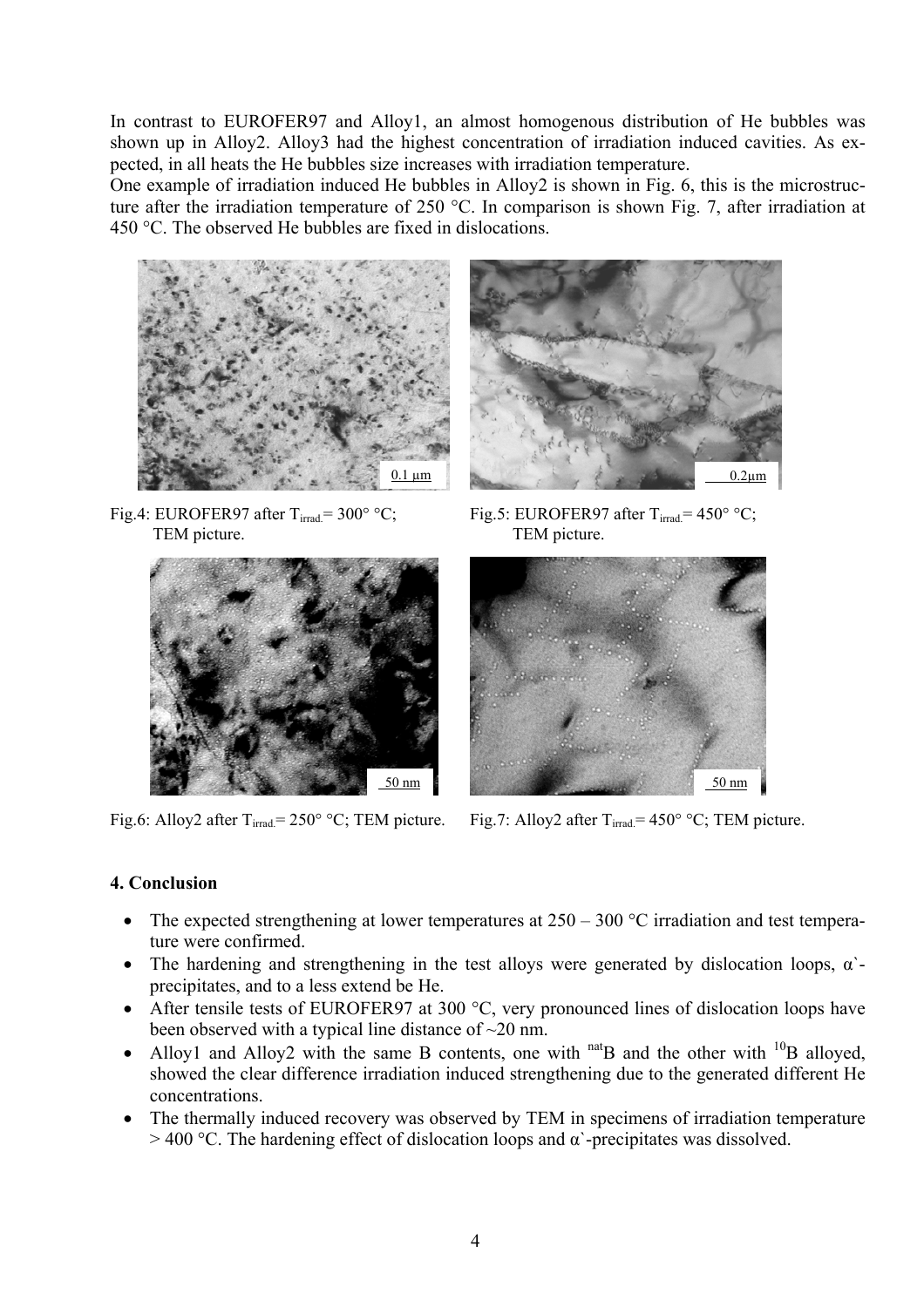In contrast to EUROFER97 and Alloy1, an almost homogenous distribution of He bubbles was shown up in Alloy2. Alloy3 had the highest concentration of irradiation induced cavities. As expected, in all heats the He bubbles size increases with irradiation temperature.

One example of irradiation induced He bubbles in Alloy2 is shown in Fig. 6, this is the microstructure after the irradiation temperature of 250 °C. In comparison is shown Fig. 7, after irradiation at 450 °C. The observed He bubbles are fixed in dislocations.

Fig.4: EUROFER97 after $T_{irrad.}$= 300° °C; TEM picture.

Fig.5: EUROFER97 after $T_{irrad.}$= 450° °C; TEM picture.

Fig.6: Alloy2 after $T_{irrad.}$= 250° °C; TEM picture.

Fig.7: Alloy2 after $T_{irrad.}$= 450° °C; TEM picture.

## 4. Conclusion

- The expected strengthening at lower temperatures at 250 – 300 °C irradiation and test temperature were confirmed.
- The hardening and strengthening in the test alloys were generated by dislocation loops, α`-precipitates, and to a less extend be He.
- After tensile tests of EUROFER97 at 300 °C, very pronounced lines of dislocation loops have been observed with a typical line distance of ~20 nm.
- Alloy1 and Alloy2 with the same B contents, one with $^{nat}B$ and the other with $^{10}B$ alloyed, showed the clear difference irradiation induced strengthening due to the generated different He concentrations.
- The thermally induced recovery was observed by TEM in specimens of irradiation temperature > 400 °C. The hardening effect of dislocation loops and α`-precipitates was dissolved.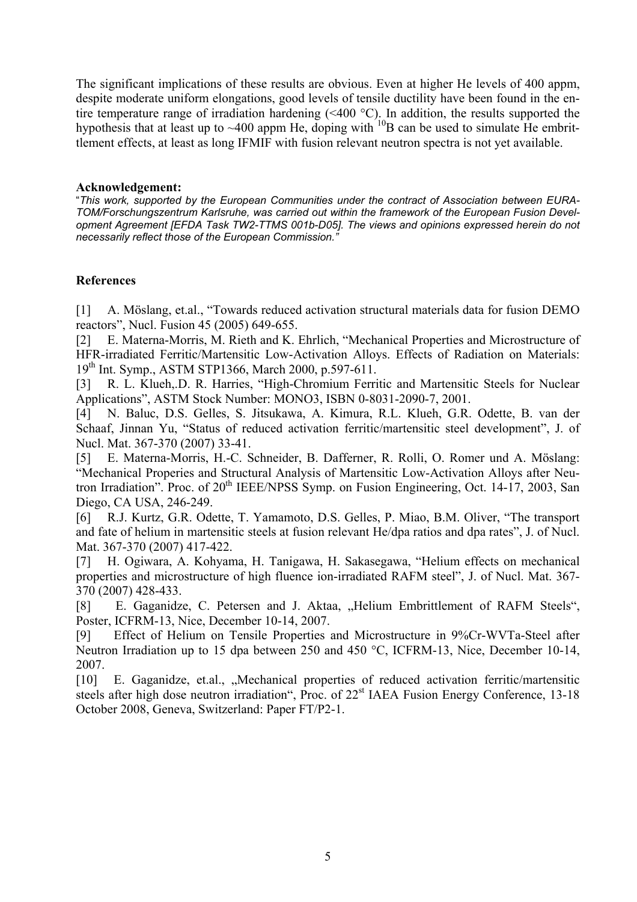The significant implications of these results are obvious. Even at higher He levels of 400 appm, despite moderate uniform elongations, good levels of tensile ductility have been found in the entire temperature range of irradiation hardening (<400 °C). In addition, the results supported the hypothesis that at least up to ~400 appm He, doping with $^{10}B$ can be used to simulate He embrittlement effects, at least as long IFMIF with fusion relevant neutron spectra is not yet available.

**Acknowledgement:**

"*This work, supported by the European Communities under the contract of Association between EURATOM/Forschungszentrum Karlsruhe, was carried out within the framework of the European Fusion Development Agreement [EFDA Task TW2-TTMS 001b-D05]. The views and opinions expressed herein do not necessarily reflect those of the European Commission.*"

## References

[1] A. Möslang, et.al., "Towards reduced activation structural materials data for fusion DEMO reactors", Nucl. Fusion 45 (2005) 649-655.

[2] E. Materna-Morris, M. Rieth and K. Ehrlich, "Mechanical Properties and Microstructure of HFR-irradiated Ferritic/Martensitic Low-Activation Alloys. Effects of Radiation on Materials: 19th Int. Symp., ASTM STP1366, March 2000, p.597-611.

[3] R. L. Klueh,.D. R. Harries, "High-Chromium Ferritic and Martensitic Steels for Nuclear Applications", ASTM Stock Number: MONO3, ISBN 0-8031-2090-7, 2001.

[4] N. Baluc, D.S. Gelles, S. Jitsukawa, A. Kimura, R.L. Klueh, G.R. Odette, B. van der Schaaf, Jinnan Yu, "Status of reduced activation ferritic/martensitic steel development", J. of Nucl. Mat. 367-370 (2007) 33-41.

[5] E. Materna-Morris, H.-C. Schneider, B. Dafferner, R. Rolli, O. Romer und A. Möslang: "Mechanical Properies and Structural Analysis of Martensitic Low-Activation Alloys after Neutron Irradiation". Proc. of 20th IEEE/NPSS Symp. on Fusion Engineering, Oct. 14-17, 2003, San Diego, CA USA, 246-249.

[6] R.J. Kurtz, G.R. Odette, T. Yamamoto, D.S. Gelles, P. Miao, B.M. Oliver, "The transport and fate of helium in martensitic steels at fusion relevant He/dpa ratios and dpa rates", J. of Nucl. Mat. 367-370 (2007) 417-422.

[7] H. Ogiwara, A. Kohyama, H. Tanigawa, H. Sakasegawa, "Helium effects on mechanical properties and microstructure of high fluence ion-irradiated RAFM steel", J. of Nucl. Mat. 367-370 (2007) 428-433.

[8] E. Gaganidze, C. Petersen and J. Aktaa, „Helium Embrittlement of RAFM Steels", Poster, ICFRM-13, Nice, December 10-14, 2007.

[9] Effect of Helium on Tensile Properties and Microstructure in 9%Cr-WVTa-Steel after Neutron Irradiation up to 15 dpa between 250 and 450 °C, ICFRM-13, Nice, December 10-14, 2007.

[10] E. Gaganidze, et.al., „Mechanical properties of reduced activation ferritic/martensitic steels after high dose neutron irradiation", Proc. of 22st IAEA Fusion Energy Conference, 13-18 October 2008, Geneva, Switzerland: Paper FT/P2-1.